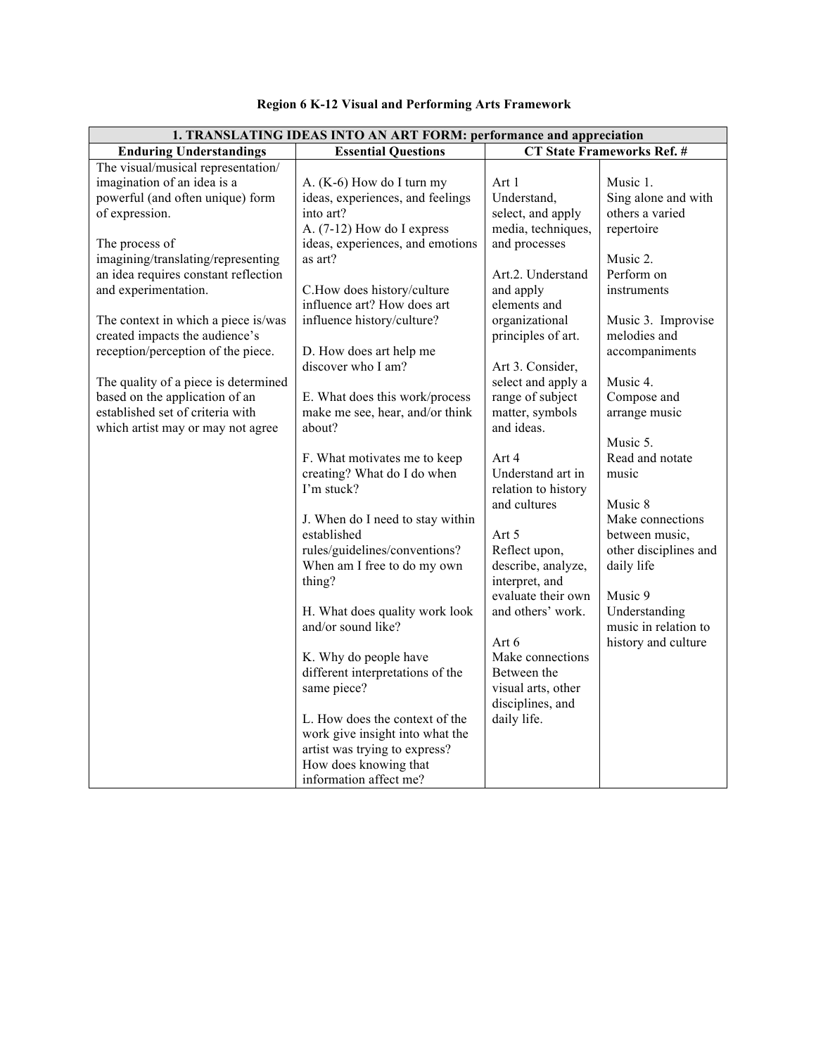**Region 6 K-12 Visual and Performing Arts Framework**

| 1. TRANSLATING IDEAS INTO AN ART FORM: performance and appreciation | | | |
|---|---|---|---|
| **Enduring Understandings** | **Essential Questions** | **CT State Frameworks Ref. #** | |
| The visual/musical representation/ imagination of an idea is a powerful (and often unique) form of expression.<br><br>The process of imagining/translating/representing an idea requires constant reflection and experimentation.<br><br>The context in which a piece is/was created impacts the audience's reception/perception of the piece.<br><br>The quality of a piece is determined based on the application of an established set of criteria with which artist may or may not agree | A. (K-6) How do I turn my ideas, experiences, and feelings into art?<br>A. (7-12) How do I express ideas, experiences, and emotions as art?<br><br>C.How does history/culture influence art? How does art influence history/culture?<br><br>D. How does art help me discover who I am?<br><br>E. What does this work/process make me see, hear, and/or think about?<br><br>F. What motivates me to keep creating? What do I do when I'm stuck?<br><br>J. When do I need to stay within established rules/guidelines/conventions? When am I free to do my own thing?<br><br>H. What does quality work look and/or sound like?<br><br>K. Why do people have different interpretations of the same piece?<br><br>L. How does the context of the work give insight into what the artist was trying to express? How does knowing that information affect me? | Art 1<br>Understand, select, and apply media, techniques, and processes<br><br>Art.2. Understand and apply elements and organizational principles of art.<br><br>Art 3. Consider, select and apply a range of subject matter, symbols and ideas.<br><br>Art 4<br>Understand art in relation to history and cultures<br><br>Art 5<br>Reflect upon, describe, analyze, interpret, and evaluate their own and others' work.<br><br>Art 6<br>Make connections Between the visual arts, other disciplines, and daily life. | Music 1.<br>Sing alone and with others a varied repertoire<br><br>Music 2.<br>Perform on instruments<br><br>Music 3. Improvise melodies and accompaniments<br><br>Music 4.<br>Compose and arrange music<br><br>Music 5.<br>Read and notate music<br><br>Music 8<br>Make connections between music, other disciplines and daily life<br><br>Music 9<br>Understanding music in relation to history and culture |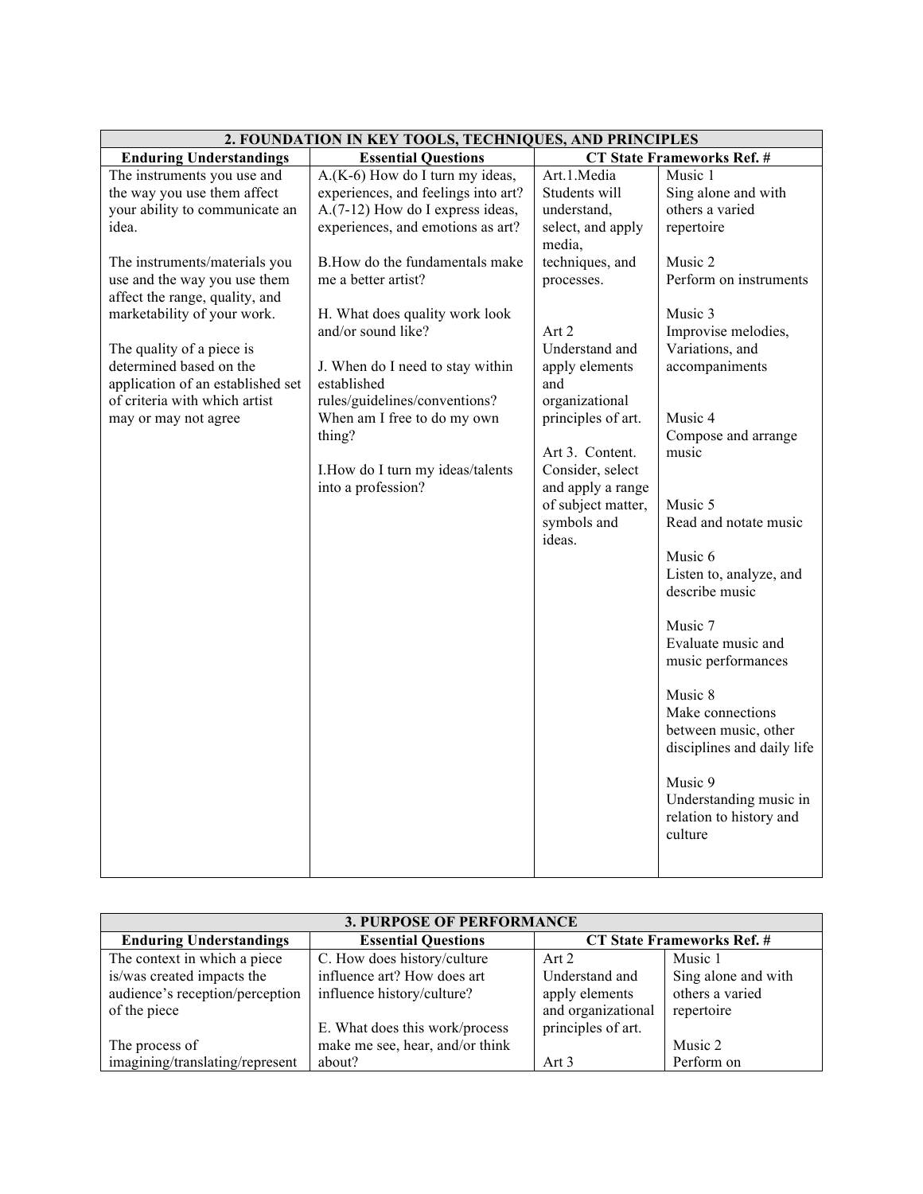| 2. FOUNDATION IN KEY TOOLS, TECHNIQUES, AND PRINCIPLES | | | |
|---|---|---|---|
| **Enduring Understandings** | **Essential Questions** | **CT State Frameworks Ref. #** | |
| The instruments you use and the way you use them affect your ability to communicate an idea.<br><br>The instruments/materials you use and the way you use them affect the range, quality, and marketability of your work.<br><br>The quality of a piece is determined based on the application of an established set of criteria with which artist may or may not agree | A.(K-6) How do I turn my ideas, experiences, and feelings into art?<br>A.(7-12) How do I express ideas, experiences, and emotions as art?<br><br>B.How do the fundamentals make me a better artist?<br><br>H. What does quality work look and/or sound like?<br><br>J. When do I need to stay within established rules/guidelines/conventions? When am I free to do my own thing?<br><br>I.How do I turn my ideas/talents into a profession? | Art.1.Media Students will understand, select, and apply media, techniques, and processes.<br><br>Art 2 Understand and apply elements and organizational principles of art.<br><br>Art 3. Content. Consider, select and apply a range of subject matter, symbols and ideas. | Music 1 Sing alone and with others a varied repertoire<br><br>Music 2 Perform on instruments<br><br>Music 3 Improvise melodies, Variations, and accompaniments<br><br>Music 4 Compose and arrange music<br><br>Music 5 Read and notate music<br><br>Music 6 Listen to, analyze, and describe music<br><br>Music 7 Evaluate music and music performances<br><br>Music 8 Make connections between music, other disciplines and daily life<br><br>Music 9 Understanding music in relation to history and culture |

| 3. PURPOSE OF PERFORMANCE | | | |
|---|---|---|---|
| **Enduring Understandings** | **Essential Questions** | **CT State Frameworks Ref. #** | |
| The context in which a piece is/was created impacts the audience's reception/perception of the piece<br><br>The process of imagining/translating/represent | C. How does history/culture influence art? How does art influence history/culture?<br><br>E. What does this work/process make me see, hear, and/or think about? | Art 2 Understand and apply elements and organizational principles of art.<br><br>Art 3 | Music 1 Sing alone and with others a varied repertoire<br><br>Music 2 Perform on |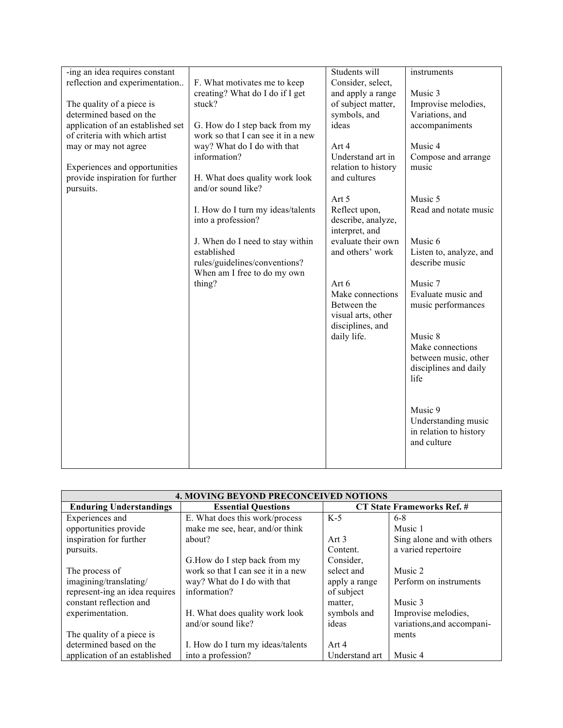| | | | |
|---|---|---|---|
| -ing an idea requires constant reflection and experimentation..<br><br>The quality of a piece is determined based on the application of an established set of criteria with which artist may or may not agree<br><br>Experiences and opportunities provide inspiration for further pursuits. | F. What motivates me to keep creating? What do I do if I get stuck?<br><br>G. How do I step back from my work so that I can see it in a new way? What do I do with that information?<br><br>H. What does quality work look and/or sound like?<br><br>I. How do I turn my ideas/talents into a profession?<br><br>J. When do I need to stay within established rules/guidelines/conventions? When am I free to do my own thing? | Students will Consider, select, and apply a range of subject matter, symbols, and ideas<br><br>Art 4<br>Understand art in relation to history and cultures<br><br>Art 5<br>Reflect upon, describe, analyze, interpret, and evaluate their own and others' work<br><br>Art 6<br>Make connections Between the visual arts, other disciplines, and daily life. | instruments<br><br>Music 3<br>Improvise melodies, Variations, and accompaniments<br><br>Music 4<br>Compose and arrange music<br><br>Music 5<br>Read and notate music<br><br>Music 6<br>Listen to, analyze, and describe music<br><br>Music 7<br>Evaluate music and music performances<br><br>Music 8<br>Make connections between music, other disciplines and daily life<br><br>Music 9<br>Understanding music in relation to history and culture |

| 4. MOVING BEYOND PRECONCEIVED NOTIONS | | | |
|---|---|---|---|
| **Enduring Understandings** | **Essential Questions** | **CT State Frameworks Ref. #** | |
| Experiences and opportunities provide inspiration for further pursuits.<br><br>The process of imagining/translating/ represent-ing an idea requires constant reflection and experimentation.<br><br>The quality of a piece is determined based on the application of an established | E. What does this work/process make me see, hear, and/or think about?<br><br>G.How do I step back from my work so that I can see it in a new way? What do I do with that information?<br><br>H. What does quality work look and/or sound like?<br><br>I. How do I turn my ideas/talents into a profession? | K-5<br><br>Art 3<br>Content.<br>Consider, select and apply a range of subject matter, symbols and ideas<br><br>Art 4<br>Understand art | 6-8<br>Music 1<br>Sing alone and with others a varied repertoire<br><br>Music 2<br>Perform on instruments<br><br>Music 3<br>Improvise melodies, variations,and accompani-ments<br><br>Music 4 |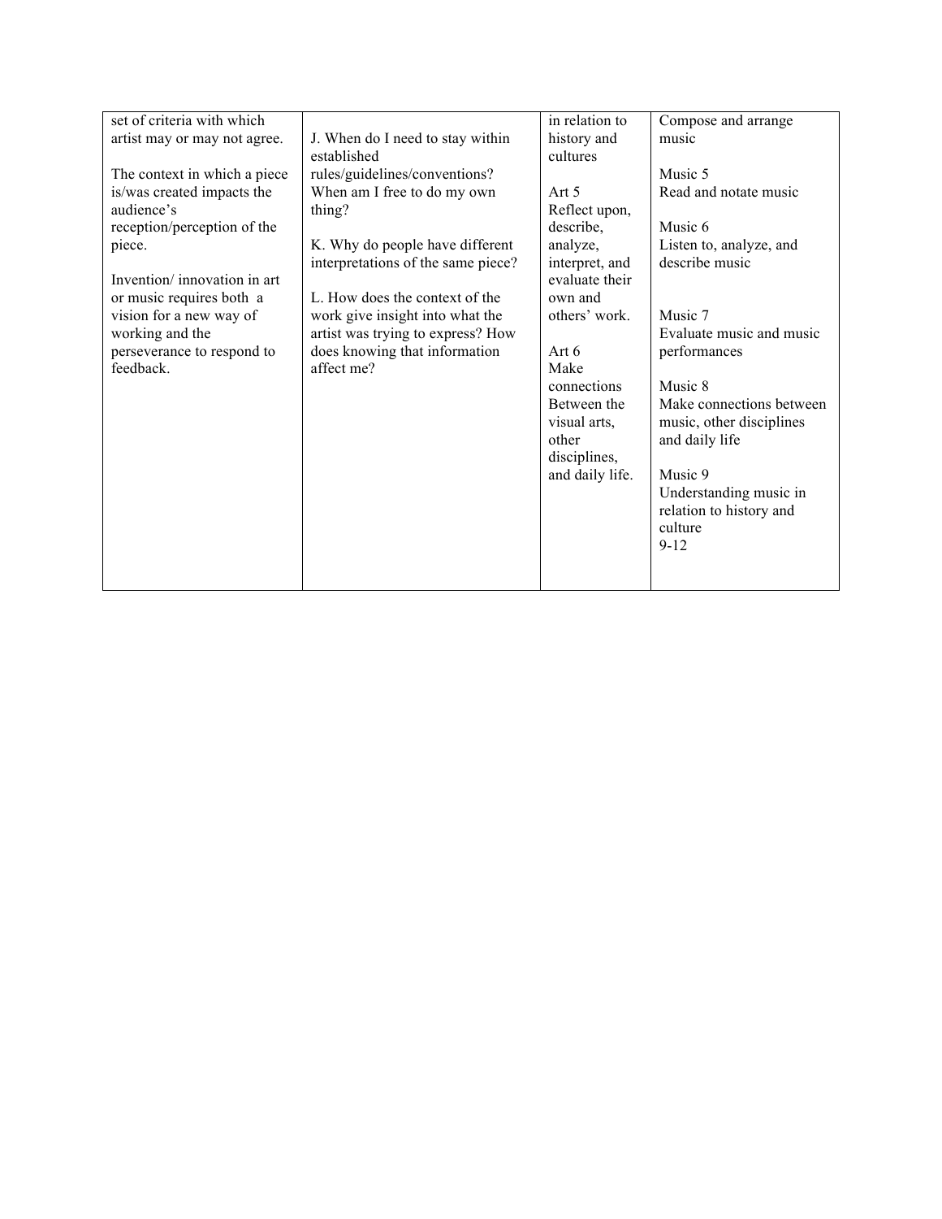| | | | |
|---|---|---|---|
| set of criteria with which artist may or may not agree.<br><br>The context in which a piece is/was created impacts the audience's reception/perception of the piece.<br><br>Invention/ innovation in art or music requires both a vision for a new way of working and the perseverance to respond to feedback. | J. When do I need to stay within established rules/guidelines/conventions? When am I free to do my own thing?<br><br>K. Why do people have different interpretations of the same piece?<br><br>L. How does the context of the work give insight into what the artist was trying to express? How does knowing that information affect me? | in relation to history and cultures<br><br>Art 5<br>Reflect upon, describe, analyze, interpret, and evaluate their own and others' work.<br><br>Art 6<br>Make connections Between the visual arts, other disciplines, and daily life. | Compose and arrange music<br><br>Music 5<br>Read and notate music<br><br>Music 6<br>Listen to, analyze, and describe music<br><br>Music 7<br>Evaluate music and music performances<br><br>Music 8<br>Make connections between music, other disciplines and daily life<br><br>Music 9<br>Understanding music in relation to history and culture<br>9-12 |